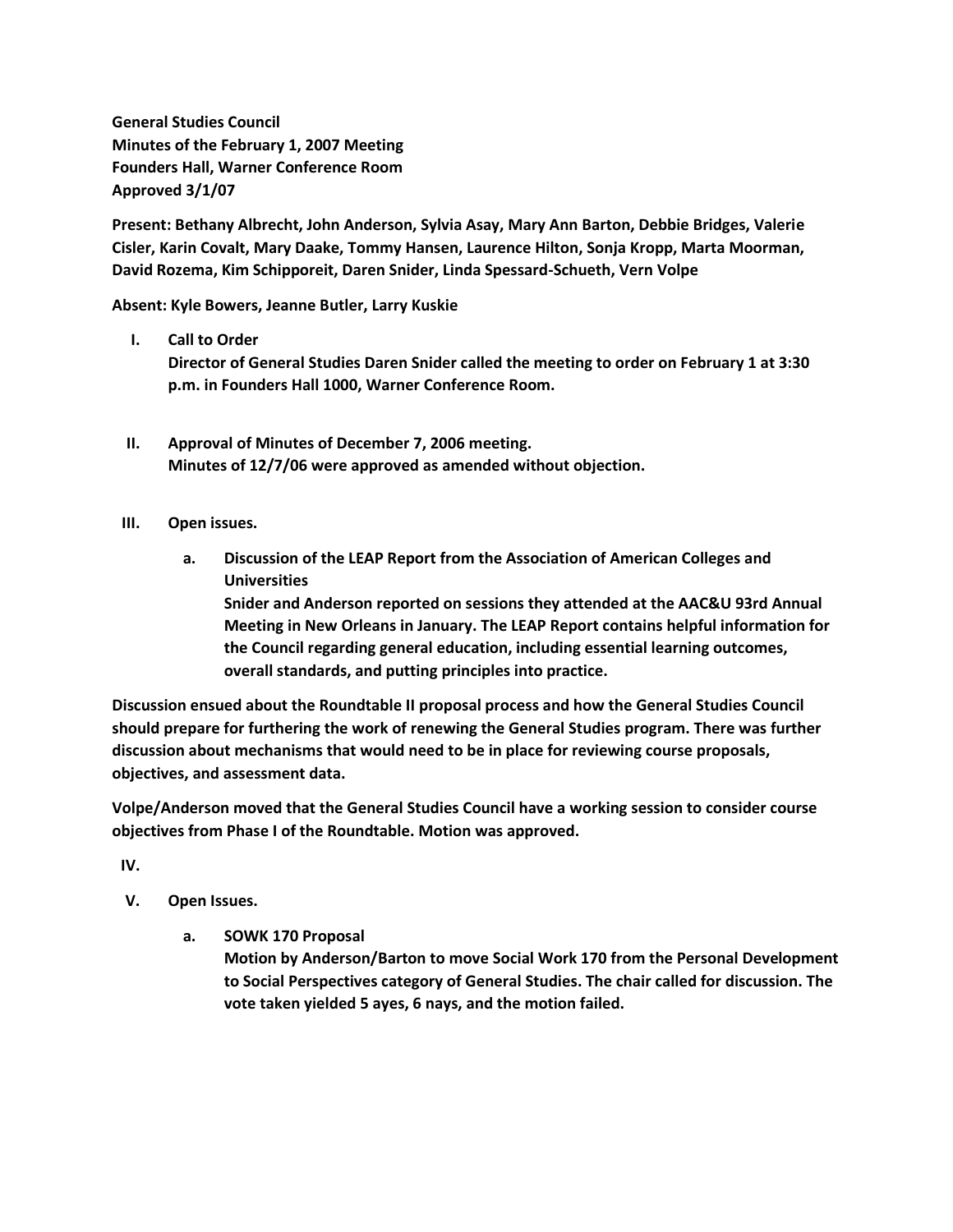**General Studies Council**
**Minutes of the February 1, 2007 Meeting**
**Founders Hall, Warner Conference Room**
**Approved 3/1/07**

**Present: Bethany Albrecht, John Anderson, Sylvia Asay, Mary Ann Barton, Debbie Bridges, Valerie Cisler, Karin Covalt, Mary Daake, Tommy Hansen, Laurence Hilton, Sonja Kropp, Marta Moorman, David Rozema, Kim Schipporeit, Daren Snider, Linda Spessard-Schueth, Vern Volpe**

**Absent: Kyle Bowers, Jeanne Butler, Larry Kuskie**

I. **Call to Order**
   **Director of General Studies Daren Snider called the meeting to order on February 1 at 3:30 p.m. in Founders Hall 1000, Warner Conference Room.**

II. **Approval of Minutes of December 7, 2006 meeting.**
   **Minutes of 12/7/06 were approved as amended without objection.**

III. **Open issues.**

   a. **Discussion of the LEAP Report from the Association of American Colleges and Universities**
      **Snider and Anderson reported on sessions they attended at the AAC&U 93rd Annual Meeting in New Orleans in January. The LEAP Report contains helpful information for the Council regarding general education, including essential learning outcomes, overall standards, and putting principles into practice.**

**Discussion ensued about the Roundtable II proposal process and how the General Studies Council should prepare for furthering the work of renewing the General Studies program. There was further discussion about mechanisms that would need to be in place for reviewing course proposals, objectives, and assessment data.**

**Volpe/Anderson moved that the General Studies Council have a working session to consider course objectives from Phase I of the Roundtable. Motion was approved.**

IV.

V. **Open Issues.**

   a. **SOWK 170 Proposal**
      **Motion by Anderson/Barton to move Social Work 170 from the Personal Development to Social Perspectives category of General Studies. The chair called for discussion. The vote taken yielded 5 ayes, 6 nays, and the motion failed.**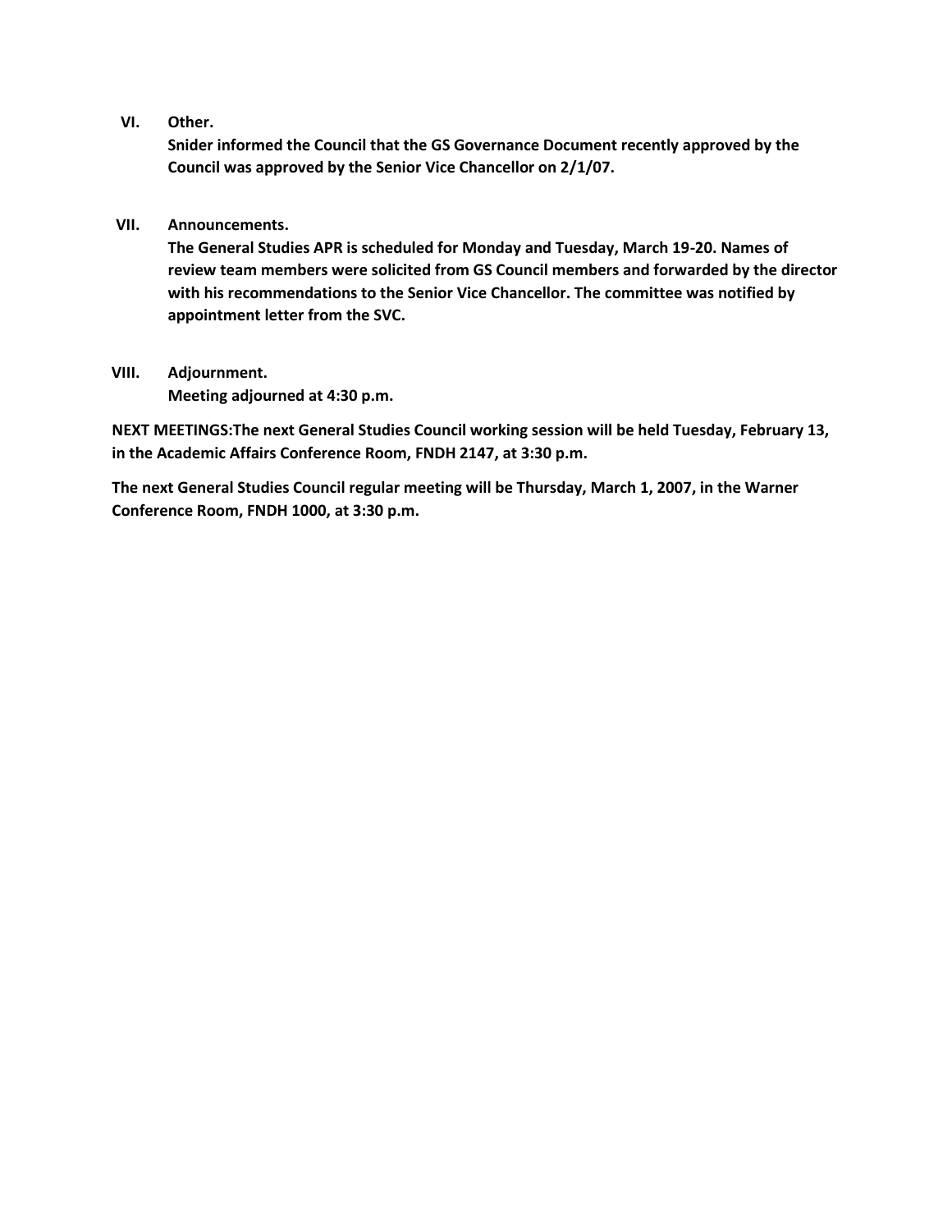**VI. Other.**

**Snider informed the Council that the GS Governance Document recently approved by the Council was approved by the Senior Vice Chancellor on 2/1/07.**

**VII. Announcements.**

**The General Studies APR is scheduled for Monday and Tuesday, March 19-20. Names of review team members were solicited from GS Council members and forwarded by the director with his recommendations to the Senior Vice Chancellor. The committee was notified by appointment letter from the SVC.**

**VIII. Adjournment.**

**Meeting adjourned at 4:30 p.m.**

**NEXT MEETINGS:The next General Studies Council working session will be held Tuesday, February 13, in the Academic Affairs Conference Room, FNDH 2147, at 3:30 p.m.**

**The next General Studies Council regular meeting will be Thursday, March 1, 2007, in the Warner Conference Room, FNDH 1000, at 3:30 p.m.**